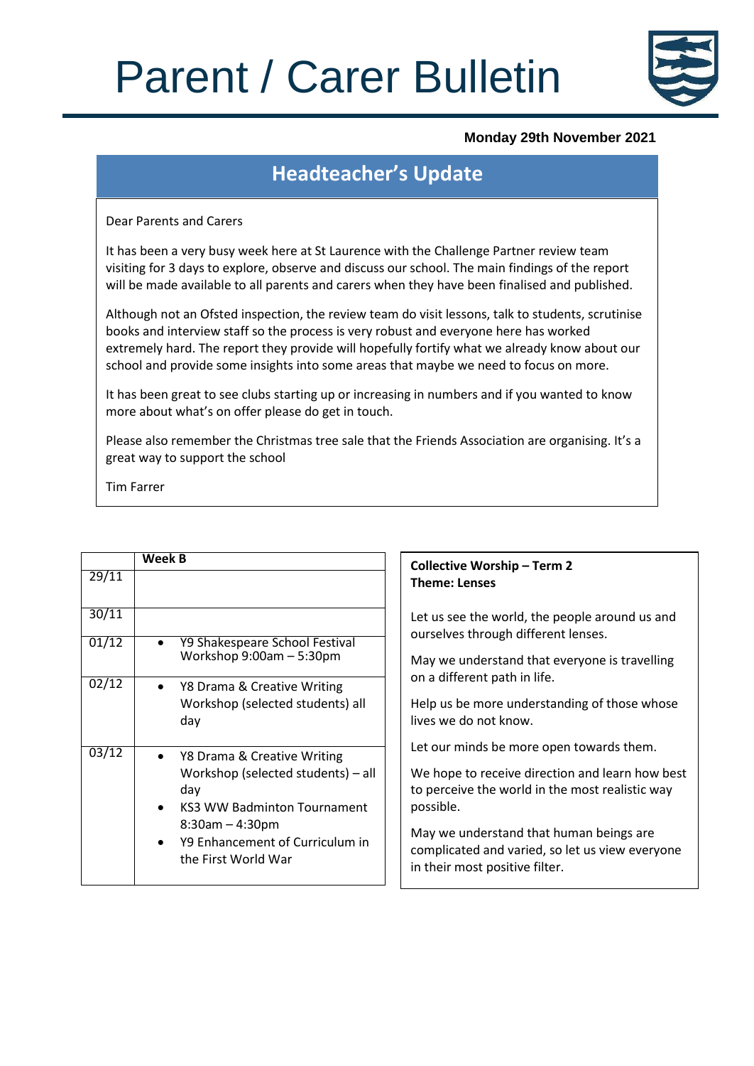# Parent / Carer Bulletin

**Monday 29th November 2021**

## Headteacher's Update

Dear Parents and Carers

It has been a very busy week here at St Laurence with the Challenge Partner review team visiting for 3 days to explore, observe and discuss our school. The main findings of the report will be made available to all parents and carers when they have been finalised and published.

Although not an Ofsted inspection, the review team do visit lessons, talk to students, scrutinise books and interview staff so the process is very robust and everyone here has worked extremely hard. The report they provide will hopefully fortify what we already know about our school and provide some insights into some areas that maybe we need to focus on more.

It has been great to see clubs starting up or increasing in numbers and if you wanted to know more about what's on offer please do get in touch.

Please also remember the Christmas tree sale that the Friends Association are organising. It's a great way to support the school

Tim Farrer

| | **Week B** |
|---|---|
| 29/11 | |
| 30/11 | |
| 01/12 | • Y9 Shakespeare School Festival Workshop 9:00am – 5:30pm |
| 02/12 | • Y8 Drama & Creative Writing Workshop (selected students) all day |
| 03/12 | • Y8 Drama & Creative Writing Workshop (selected students) – all day<br>• KS3 WW Badminton Tournament 8:30am – 4:30pm<br>• Y9 Enhancement of Curriculum in the First World War |

**Collective Worship – Term 2**
**Theme: Lenses**

Let us see the world, the people around us and ourselves through different lenses.

May we understand that everyone is travelling on a different path in life.

Help us be more understanding of those whose lives we do not know.

Let our minds be more open towards them.

We hope to receive direction and learn how best to perceive the world in the most realistic way possible.

May we understand that human beings are complicated and varied, so let us view everyone in their most positive filter.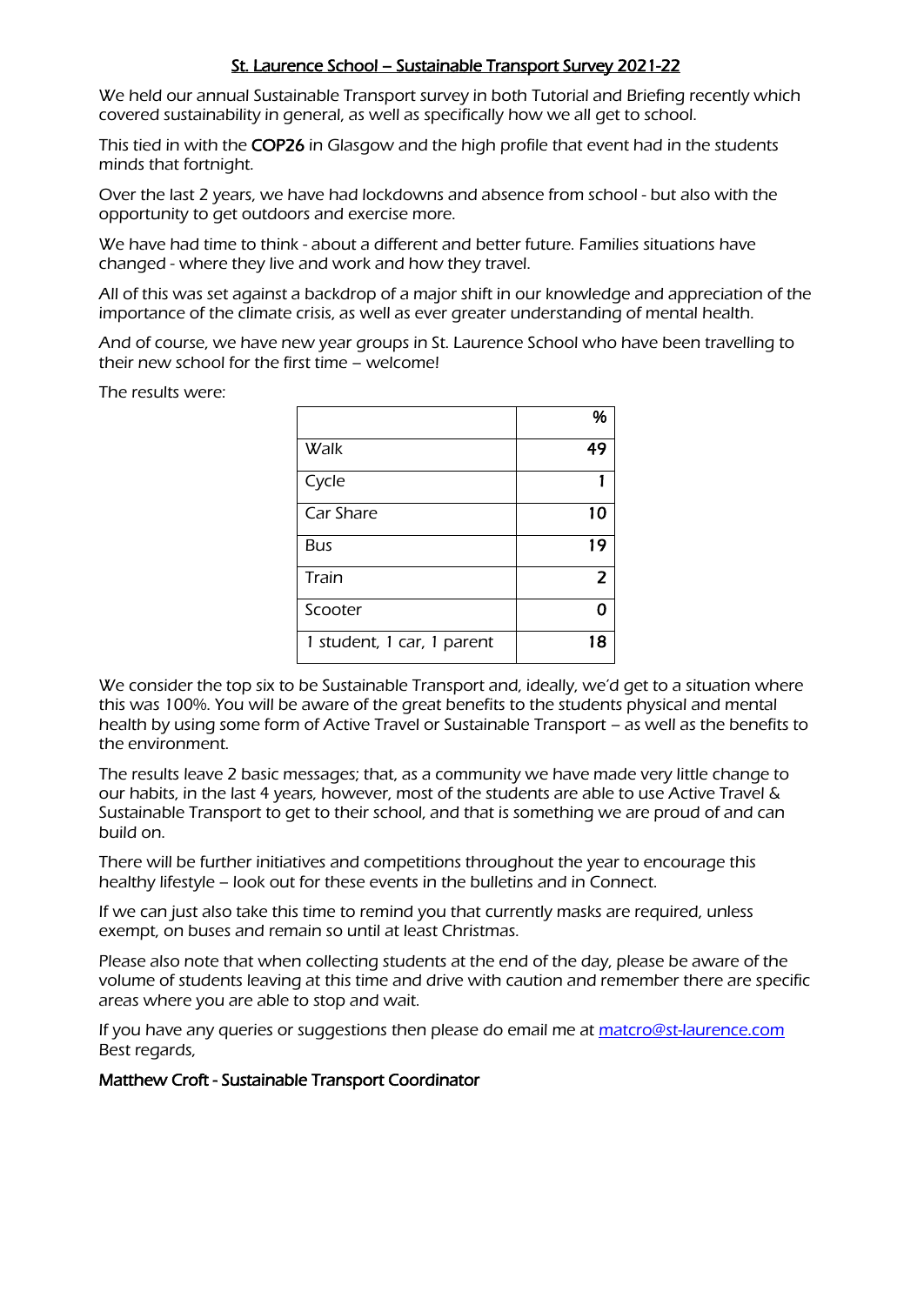# St. Laurence School – Sustainable Transport Survey 2021-22

We held our annual Sustainable Transport survey in both Tutorial and Briefing recently which covered sustainability in general, as well as specifically how we all get to school.

This tied in with the **COP26** in Glasgow and the high profile that event had in the students minds that fortnight.

Over the last 2 years, we have had lockdowns and absence from school - but also with the opportunity to get outdoors and exercise more.

We have had time to think - about a different and better future. Families situations have changed - where they live and work and how they travel.

All of this was set against a backdrop of a major shift in our knowledge and appreciation of the importance of the climate crisis, as well as ever greater understanding of mental health.

And of course, we have new year groups in St. Laurence School who have been travelling to their new school for the first time – welcome!

The results were:

| | % |
|---|---|
| Walk | 49 |
| Cycle | 1 |
| Car Share | 10 |
| Bus | 19 |
| Train | 2 |
| Scooter | 0 |
| 1 student, 1 car, 1 parent | 18 |

We consider the top six to be Sustainable Transport and, ideally, we'd get to a situation where this was 100%. You will be aware of the great benefits to the students physical and mental health by using some form of Active Travel or Sustainable Transport – as well as the benefits to the environment.

The results leave 2 basic messages; that, as a community we have made very little change to our habits, in the last 4 years, however, most of the students are able to use Active Travel & Sustainable Transport to get to their school, and that is something we are proud of and can build on.

There will be further initiatives and competitions throughout the year to encourage this healthy lifestyle – look out for these events in the bulletins and in Connect.

If we can just also take this time to remind you that currently masks are required, unless exempt, on buses and remain so until at least Christmas.

Please also note that when collecting students at the end of the day, please be aware of the volume of students leaving at this time and drive with caution and remember there are specific areas where you are able to stop and wait.

If you have any queries or suggestions then please do email me at [matcro@st-laurence.com](mailto:matcro@st-laurence.com)
Best regards,

**Matthew Croft - Sustainable Transport Coordinator**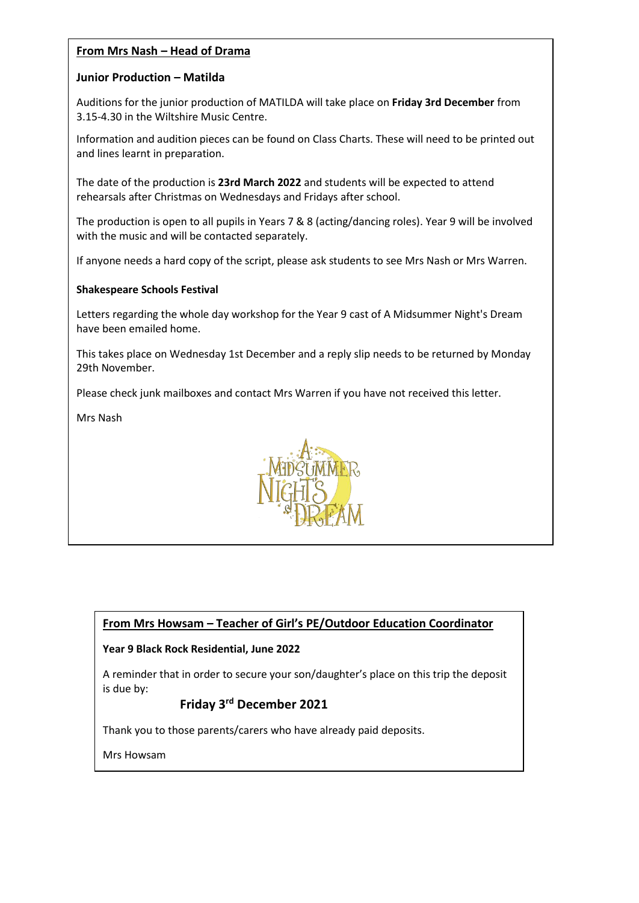## From Mrs Nash – Head of Drama

### Junior Production – Matilda

Auditions for the junior production of MATILDA will take place on **Friday 3rd December** from 3.15-4.30 in the Wiltshire Music Centre.

Information and audition pieces can be found on Class Charts. These will need to be printed out and lines learnt in preparation.

The date of the production is **23rd March 2022** and students will be expected to attend rehearsals after Christmas on Wednesdays and Fridays after school.

The production is open to all pupils in Years 7 & 8 (acting/dancing roles). Year 9 will be involved with the music and will be contacted separately.

If anyone needs a hard copy of the script, please ask students to see Mrs Nash or Mrs Warren.

### Shakespeare Schools Festival

Letters regarding the whole day workshop for the Year 9 cast of A Midsummer Night's Dream have been emailed home.

This takes place on Wednesday 1st December and a reply slip needs to be returned by Monday 29th November.

Please check junk mailboxes and contact Mrs Warren if you have not received this letter.

Mrs Nash

## From Mrs Howsam – Teacher of Girl's PE/Outdoor Education Coordinator

### Year 9 Black Rock Residential, June 2022

A reminder that in order to secure your son/daughter's place on this trip the deposit is due by:

**Friday 3rd December 2021**

Thank you to those parents/carers who have already paid deposits.

Mrs Howsam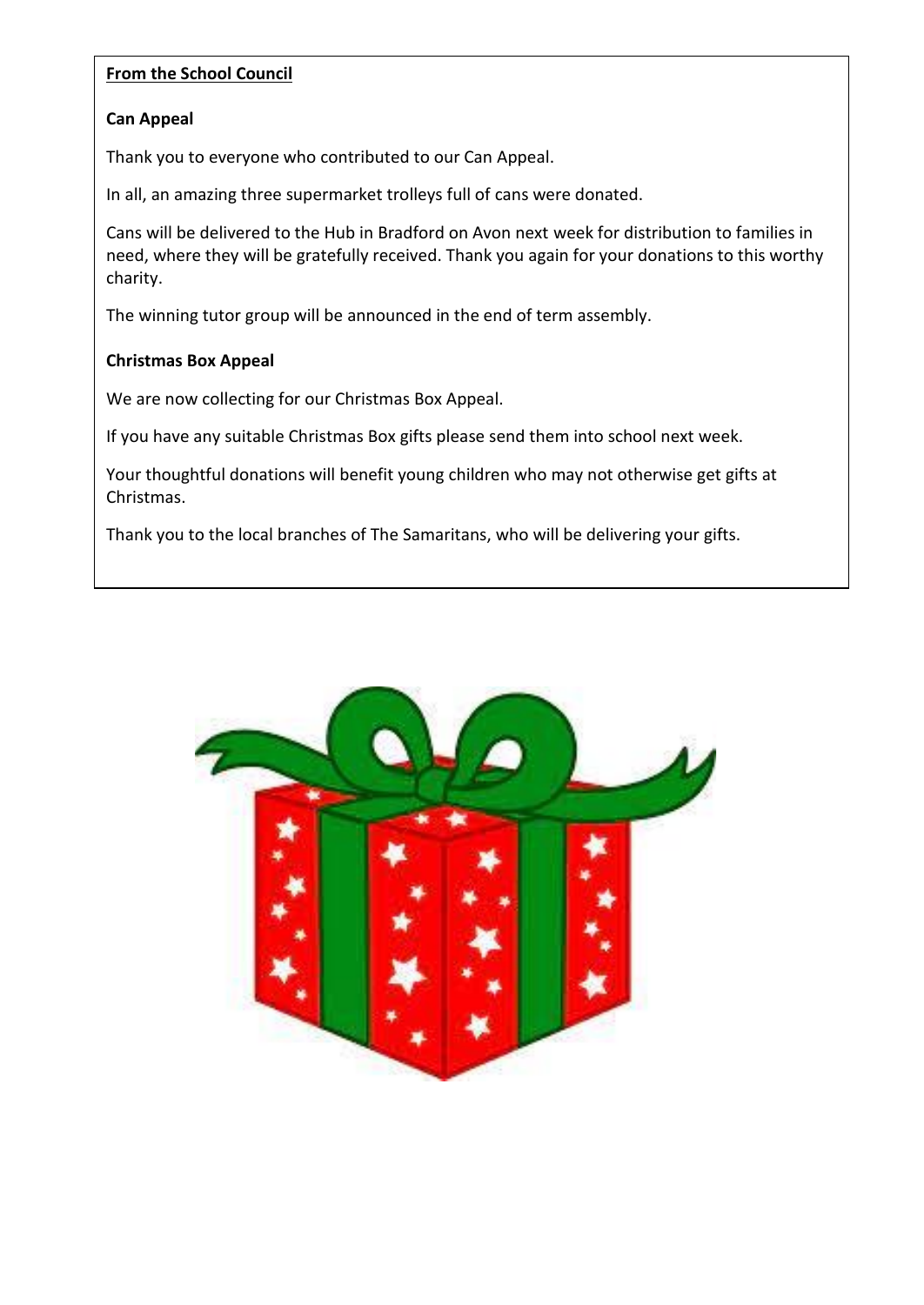**From the School Council**

**Can Appeal**

Thank you to everyone who contributed to our Can Appeal.

In all, an amazing three supermarket trolleys full of cans were donated.

Cans will be delivered to the Hub in Bradford on Avon next week for distribution to families in need, where they will be gratefully received. Thank you again for your donations to this worthy charity.

The winning tutor group will be announced in the end of term assembly.

**Christmas Box Appeal**

We are now collecting for our Christmas Box Appeal.

If you have any suitable Christmas Box gifts please send them into school next week.

Your thoughtful donations will benefit young children who may not otherwise get gifts at Christmas.

Thank you to the local branches of The Samaritans, who will be delivering your gifts.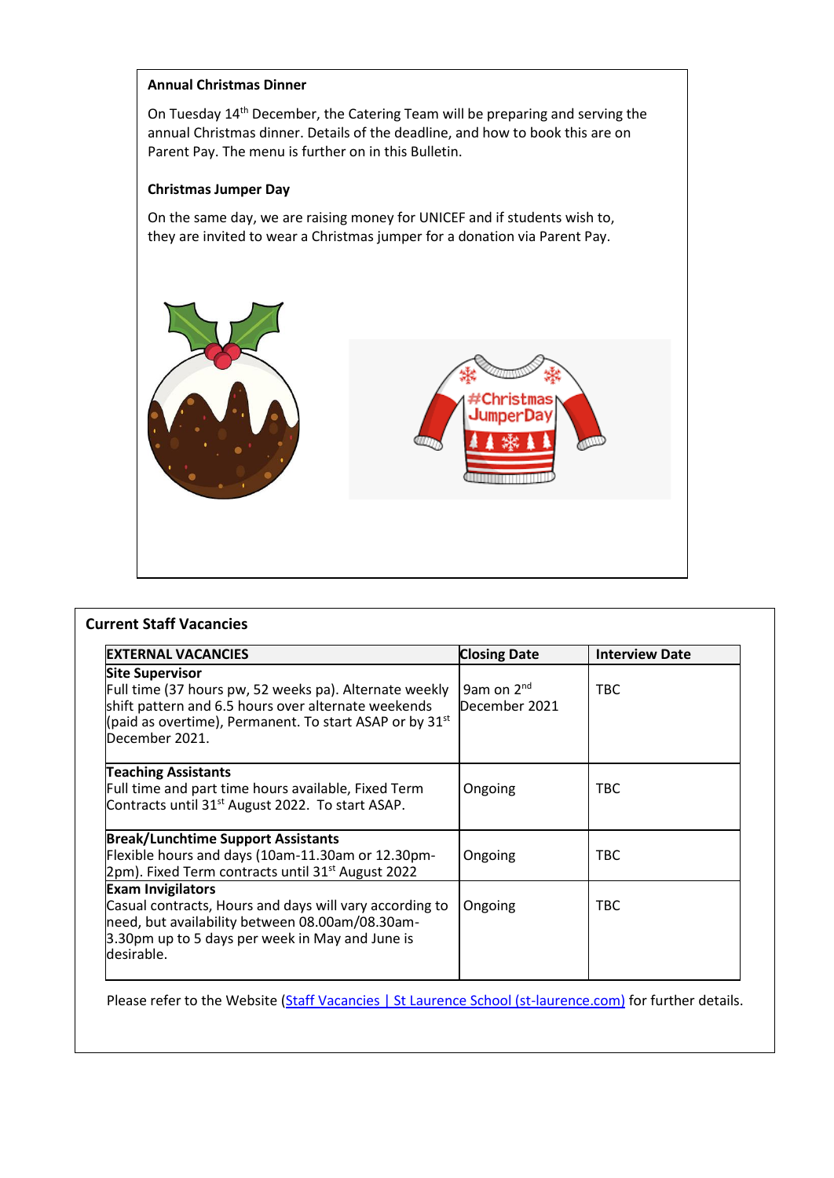**Annual Christmas Dinner**

On Tuesday 14th December, the Catering Team will be preparing and serving the annual Christmas dinner. Details of the deadline, and how to book this are on Parent Pay. The menu is further on in this Bulletin.

**Christmas Jumper Day**

On the same day, we are raising money for UNICEF and if students wish to, they are invited to wear a Christmas jumper for a donation via Parent Pay.

**Current Staff Vacancies**

| EXTERNAL VACANCIES | Closing Date | Interview Date |
|---|---|---|
| **Site Supervisor**<br>Full time (37 hours pw, 52 weeks pa). Alternate weekly shift pattern and 6.5 hours over alternate weekends (paid as overtime), Permanent. To start ASAP or by 31st December 2021. | 9am on 2nd December 2021 | TBC |
| **Teaching Assistants**<br>Full time and part time hours available, Fixed Term Contracts until 31st August 2022. To start ASAP. | Ongoing | TBC |
| **Break/Lunchtime Support Assistants**<br>Flexible hours and days (10am-11.30am or 12.30pm-2pm). Fixed Term contracts until 31st August 2022 | Ongoing | TBC |
| **Exam Invigilators**<br>Casual contracts, Hours and days will vary according to need, but availability between 08.00am/08.30am-3.30pm up to 5 days per week in May and June is desirable. | Ongoing | TBC |

Please refer to the Website (Staff Vacancies | St Laurence School (st-laurence.com)) for further details.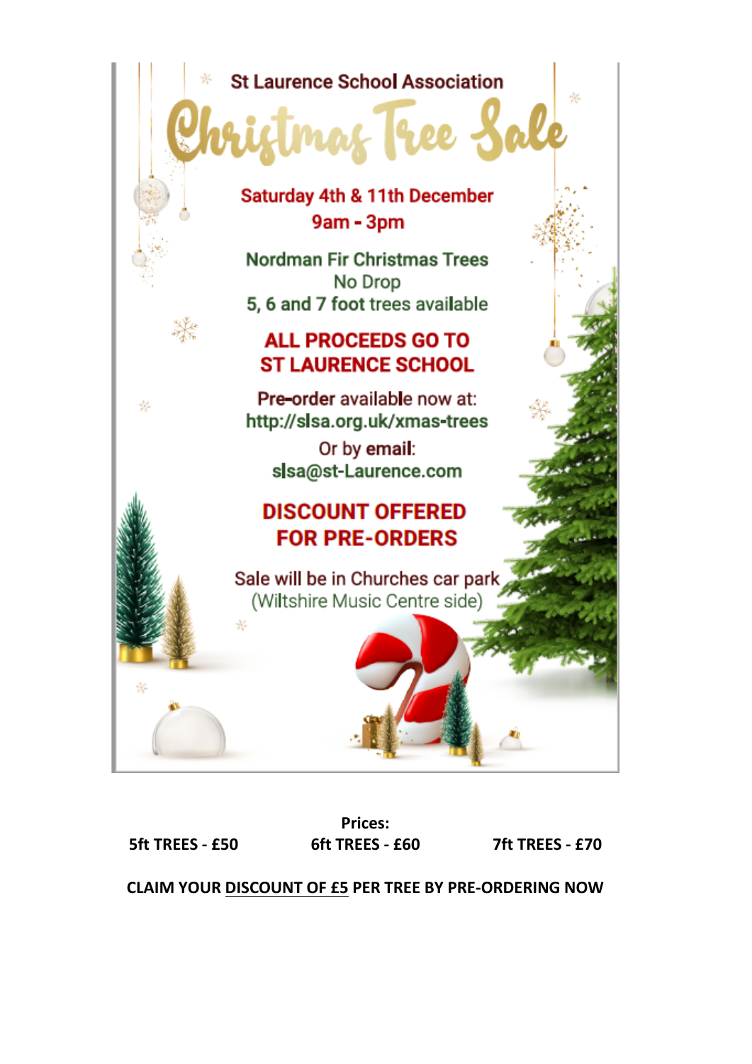St Laurence School Association

# Christmas Tree Sale

**Saturday 4th & 11th December**
**9am - 3pm**

Nordman Fir Christmas Trees
No Drop
5, 6 and 7 foot trees available

**ALL PROCEEDS GO TO ST LAURENCE SCHOOL**

Pre-order available now at:
http://slsa.org.uk/xmas-trees

Or by **email**:
slsa@st-Laurence.com

**DISCOUNT OFFERED FOR PRE-ORDERS**

Sale will be in Churches car park
(Wiltshire Music Centre side)

**Prices:**

**5ft TREES - £50** **6ft TREES - £60** **7ft TREES - £70**

**CLAIM YOUR DISCOUNT OF £5 PER TREE BY PRE-ORDERING NOW**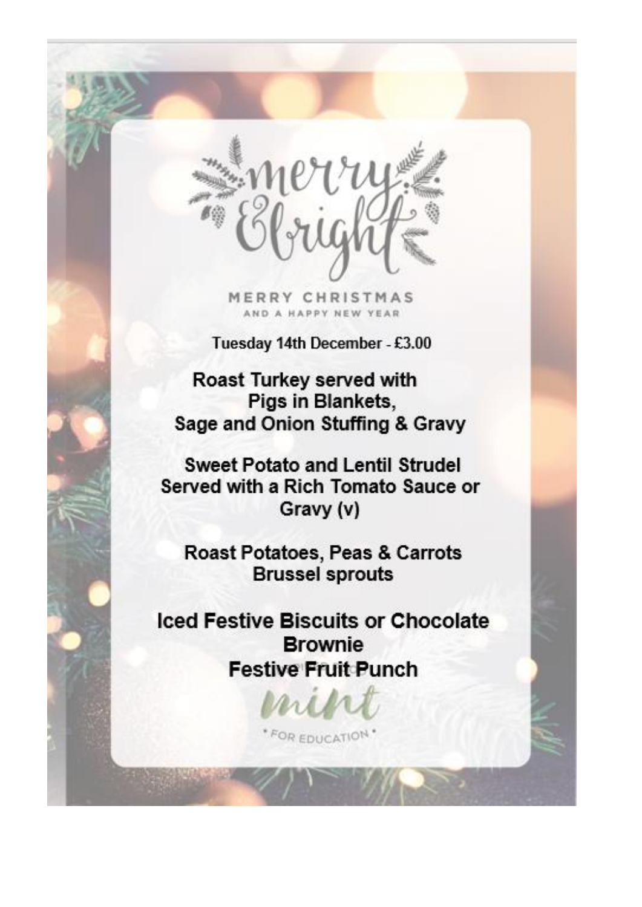# merry & bright

MERRY CHRISTMAS
AND A HAPPY NEW YEAR

Tuesday 14th December - £3.00

**Roast Turkey served with Pigs in Blankets, Sage and Onion Stuffing & Gravy**

**Sweet Potato and Lentil Strudel Served with a Rich Tomato Sauce or Gravy (v)**

**Roast Potatoes, Peas & Carrots Brussel sprouts**

**Iced Festive Biscuits or Chocolate Brownie**
**Festive Fruit Punch**

mint
FOR EDUCATION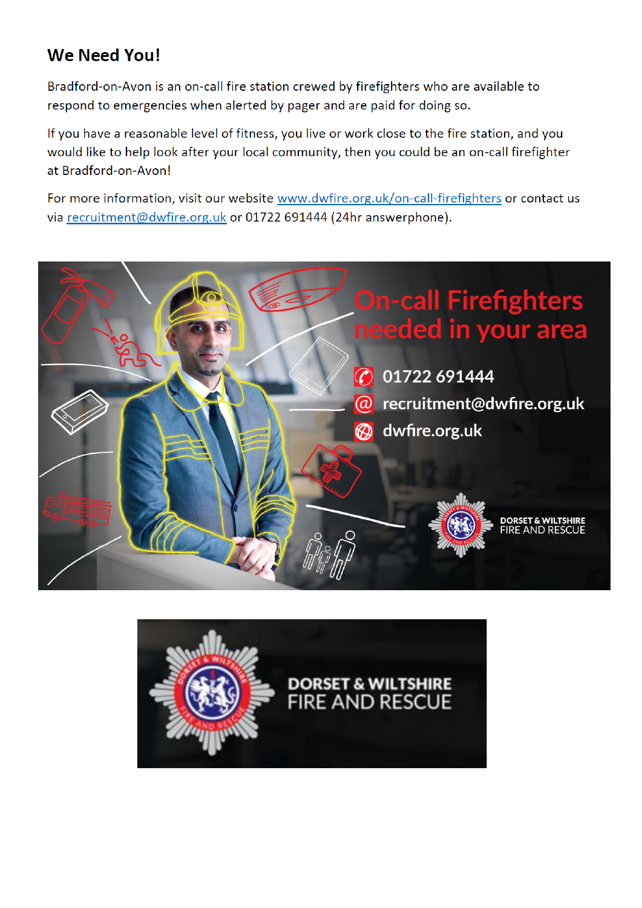## We Need You!

Bradford-on-Avon is an on-call fire station crewed by firefighters who are available to respond to emergencies when alerted by pager and are paid for doing so.

If you have a reasonable level of fitness, you live or work close to the fire station, and you would like to help look after your local community, then you could be an on-call firefighter at Bradford-on-Avon!

For more information, visit our website www.dwfire.org.uk/on-call-firefighters or contact us via recruitment@dwfire.org.uk or 01722 691444 (24hr answerphone).

On-call Firefighters needed in your area

01722 691444

recruitment@dwfire.org.uk

dwfire.org.uk

DORSET & WILTSHIRE FIRE AND RESCUE

DORSET & WILTSHIRE FIRE AND RESCUE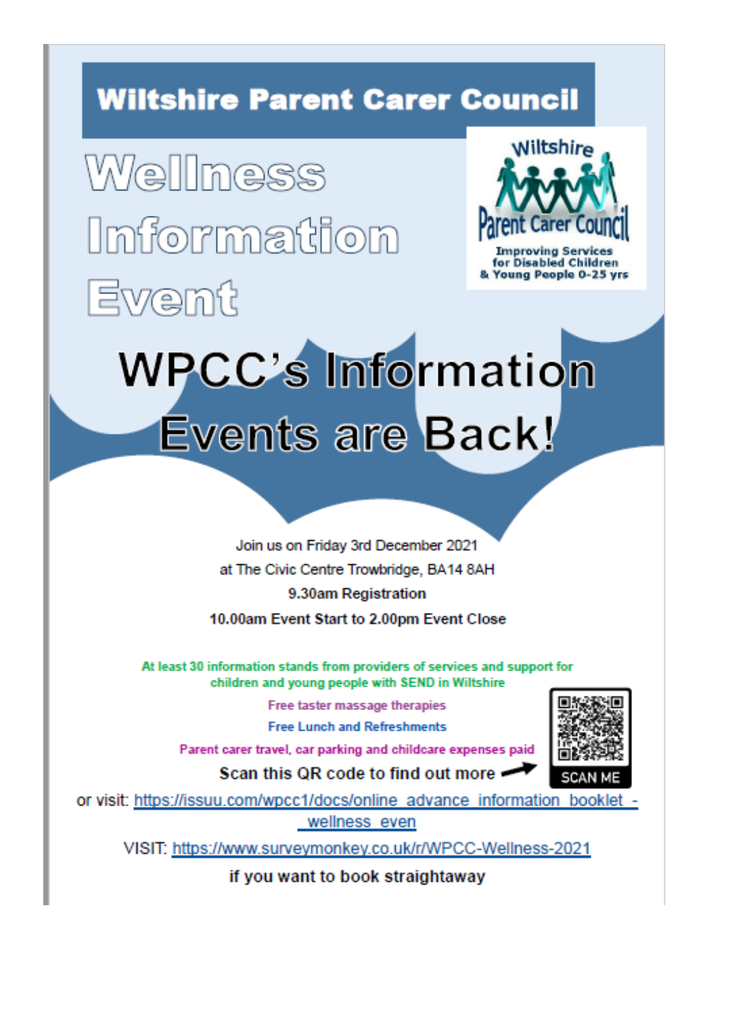# Wiltshire Parent Carer Council

# Wellness Information Event

Wiltshire Parent Carer Council

Improving Services for Disabled Children & Young People 0-25 yrs

## WPCC's Information Events are Back!

Join us on Friday 3rd December 2021

at The Civic Centre Trowbridge, BA14 8AH

9.30am Registration

10.00am Event Start to 2.00pm Event Close

At least 30 information stands from providers of services and support for children and young people with SEND in Wiltshire

Free taster massage therapies

Free Lunch and Refreshments

Parent carer travel, car parking and childcare expenses paid

**Scan this QR code to find out more**

SCAN ME

or visit: https://issuu.com/wpcc1/docs/online_advance_information_booklet_-_wellness_even

VISIT: https://www.surveymonkey.co.uk/r/WPCC-Wellness-2021

**if you want to book straightaway**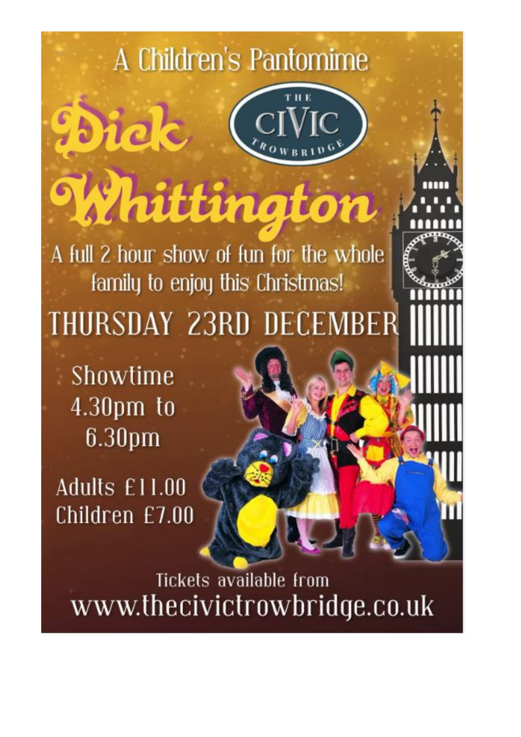A Children's Pantomime

THE CIVIC TROWBRIDGE

# Dick Whittington

A full 2 hour show of fun for the whole family to enjoy this Christmas!

## THURSDAY 23RD DECEMBER

Showtime
4.30pm to
6.30pm

Adults £11.00
Children £7.00

Tickets available from
www.thecivictrowbridge.co.uk